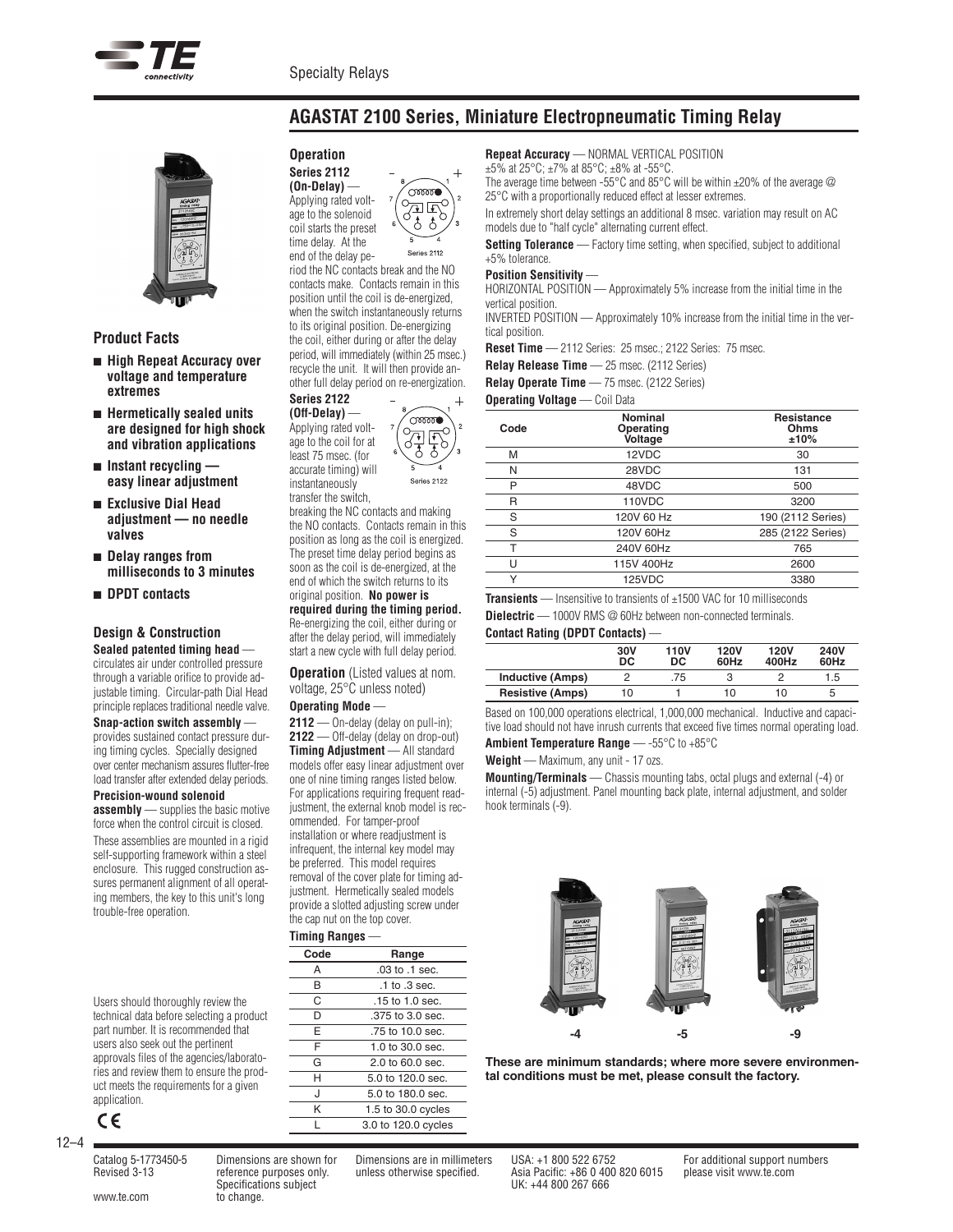# AGASTAT 2100 Series, Miniature Electropneumatic Timing Relay

## Product Facts

- **High Repeat Accuracy over voltage and temperature extremes**
- **Hermetically sealed units are designed for high shock and vibration applications**
- **Instant recycling — easy linear adjustment**
- **Exclusive Dial Head adjustment — no needle valves**
- **Delay ranges from milliseconds to 3 minutes**
- **DPDT contacts**

## Design & Construction

**Sealed patented timing head** — circulates air under controlled pressure through a variable orifice to provide adjustable timing. Circular-path Dial Head principle replaces traditional needle valve.

**Snap-action switch assembly** — provides sustained contact pressure during timing cycles. Specially designed over center mechanism assures flutter-free load transfer after extended delay periods.

**Precision-wound solenoid assembly** — supplies the basic motive force when the control circuit is closed.

These assemblies are mounted in a rigid self-supporting framework within a steel enclosure. This rugged construction assures permanent alignment of all operating members, the key to this unit's long trouble-free operation.

Users should thoroughly review the technical data before selecting a product part number. It is recommended that users also seek out the pertinent approvals files of the agencies/laboratories and review them to ensure the product meets the requirements for a given application.

CE

## Operation

**Series 2112 (On-Delay)** — Applying rated voltage to the solenoid coil starts the preset time delay. At the end of the delay period the NC contacts break and the NO contacts make. Contacts remain in this position until the coil is de-energized, when the switch instantaneously returns to its original position. De-energizing the coil, either during or after the delay period, will immediately (within 25 msec.) recycle the unit. It will then provide another full delay period on re-energization.

Series 2112

**Series 2122 (Off-Delay)** — Applying rated voltage to the coil for at least 75 msec. (for accurate timing) will instantaneously transfer the switch, breaking the NC contacts and making the NO contacts. Contacts remain in this position as long as the coil is energized. The preset time delay period begins as soon as the coil is de-energized, at the end of which the switch returns to its original position. **No power is required during the timing period.** Re-energizing the coil, either during or after the delay period, will immediately start a new cycle with full delay period.

Series 2122

**Operation** (Listed values at nom. voltage, 25°C unless noted)

**Operating Mode** —
**2112** — On-delay (delay on pull-in);
**2122** — Off-delay (delay on drop-out)

**Timing Adjustment** — All standard models offer easy linear adjustment over one of nine timing ranges listed below. For applications requiring frequent readjustment, the external knob model is recommended. For tamper-proof installation or where readjustment is infrequent, the internal key model may be preferred. This model requires removal of the cover plate for timing adjustment. Hermetically sealed models provide a slotted adjusting screw under the cap nut on the top cover.

**Timing Ranges** —

| Code | Range |
|---|---|
| A | .03 to .1 sec. |
| B | .1 to .3 sec. |
| C | .15 to 1.0 sec. |
| D | .375 to 3.0 sec. |
| E | .75 to 10.0 sec. |
| F | 1.0 to 30.0 sec. |
| G | 2.0 to 60.0 sec. |
| H | 5.0 to 120.0 sec. |
| J | 5.0 to 180.0 sec. |
| K | 1.5 to 30.0 cycles |
| L | 3.0 to 120.0 cycles |

**Repeat Accuracy** — NORMAL VERTICAL POSITION
±5% at 25°C; ±7% at 85°C; ±8% at -55°C.
The average time between -55°C and 85°C will be within ±20% of the average @ 25°C with a proportionally reduced effect at lesser extremes.

In extremely short delay settings an additional 8 msec. variation may result on AC models due to "half cycle" alternating current effect.

**Setting Tolerance** — Factory time setting, when specified, subject to additional +5% tolerance.

**Position Sensitivity** —
HORIZONTAL POSITION — Approximately 5% increase from the initial time in the vertical position.
INVERTED POSITION — Approximately 10% increase from the initial time in the vertical position.

**Reset Time** — 2112 Series: 25 msec.; 2122 Series: 75 msec.

**Relay Release Time** — 25 msec. (2112 Series)

**Relay Operate Time** — 75 msec. (2122 Series)

**Operating Voltage** — Coil Data

| Code | Nominal Operating Voltage | Resistance Ohms ±10% |
|---|---|---|
| M | 12VDC | 30 |
| N | 28VDC | 131 |
| P | 48VDC | 500 |
| R | 110VDC | 3200 |
| S | 120V 60 Hz | 190 (2112 Series) |
| S | 120V 60Hz | 285 (2122 Series) |
| T | 240V 60Hz | 765 |
| U | 115V 400Hz | 2600 |
| Y | 125VDC | 3380 |

**Transients** — Insensitive to transients of ±1500 VAC for 10 milliseconds

**Dielectric** — 1000V RMS @ 60Hz between non-connected terminals.

**Contact Rating (DPDT Contacts)** —

| | 30V DC | 110V DC | 120V 60Hz | 120V 400Hz | 240V 60Hz |
|---|---|---|---|---|---|
| Inductive (Amps) | 2 | .75 | 3 | 2 | 1.5 |
| Resistive (Amps) | 10 | 1 | 10 | 10 | 5 |

Based on 100,000 operations electrical, 1,000,000 mechanical. Inductive and capacitive load should not have inrush currents that exceed five times normal operating load.

**Ambient Temperature Range** — -55°C to +85°C

**Weight** — Maximum, any unit - 17 ozs.

**Mounting/Terminals** — Chassis mounting tabs, octal plugs and external (-4) or internal (-5) adjustment. Panel mounting back plate, internal adjustment, and solder hook terminals (-9).

-4 -5 -9

**These are minimum standards; where more severe environmental conditions must be met, please consult the factory.**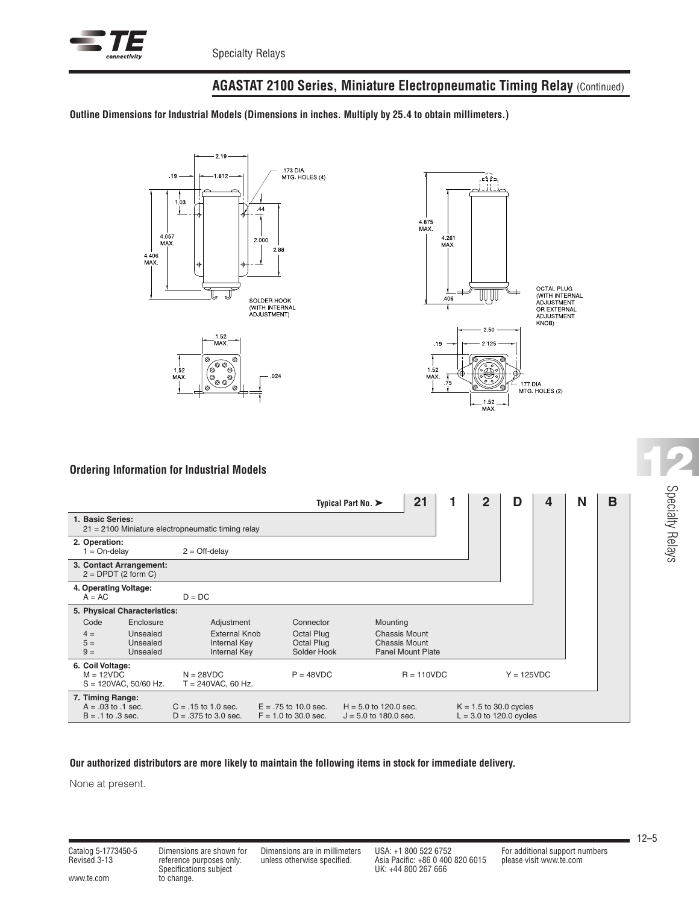## AGASTAT 2100 Series, Miniature Electropneumatic Timing Relay (Continued)

**Outline Dimensions for Industrial Models (Dimensions in inches. Multiply by 25.4 to obtain millimeters.)**

## Ordering Information for Industrial Models

Typical Part No. ➤ **21 1 2 D 4 N B**

**1. Basic Series:**
21 = 2100 Miniature electropneumatic timing relay

**2. Operation:**
1 = On-delay    2 = Off-delay

**3. Contact Arrangement:**
2 = DPDT (2 form C)

**4. Operating Voltage:**
A = AC    D = DC

**5. Physical Characteristics:**

| Code | Enclosure | Adjustment | Connector | Mounting |
|---|---|---|---|---|
| 4 = | Unsealed | External Knob | Octal Plug | Chassis Mount |
| 5 = | Unsealed | Internal Key | Octal Plug | Chassis Mount |
| 9 = | Unsealed | Internal Key | Solder Hook | Panel Mount Plate |

**6. Coil Voltage:**
M = 12VDC    N = 28VDC    P = 48VDC    R = 110VDC    Y = 125VDC
S = 120VAC, 50/60 Hz.    T = 240VAC, 60 Hz.

**7. Timing Range:**
A = .03 to .1 sec.    C = .15 to 1.0 sec.    E = .75 to 10.0 sec.    H = 5.0 to 120.0 sec.    K = 1.5 to 30.0 cycles
B = .1 to .3 sec.    D = .375 to 3.0 sec.    F = 1.0 to 30.0 sec.    J = 5.0 to 180.0 sec.    L = 3.0 to 120.0 cycles

**Our authorized distributors are more likely to maintain the following items in stock for immediate delivery.**

None at present.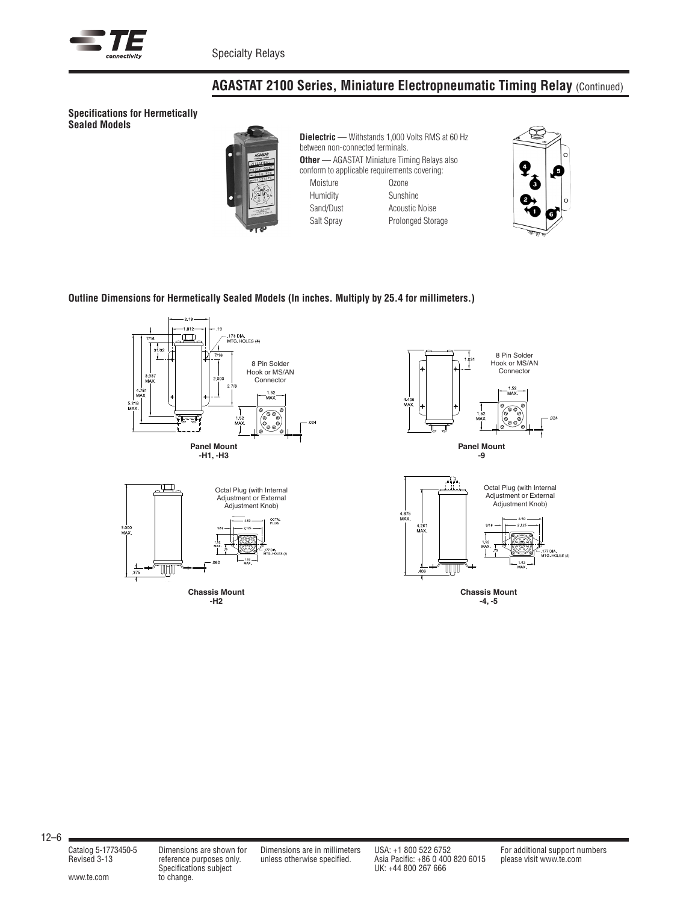## AGASTAT 2100 Series, Miniature Electropneumatic Timing Relay (Continued)

### Specifications for Hermetically Sealed Models

**Dielectric** — Withstands 1,000 Volts RMS at 60 Hz between non-connected terminals.

**Other** — AGASTAT Miniature Timing Relays also conform to applicable requirements covering:

| | |
|---|---|
| Moisture | Ozone |
| Humidity | Sunshine |
| Sand/Dust | Acoustic Noise |
| Salt Spray | Prolonged Storage |

### Outline Dimensions for Hermetically Sealed Models (In inches. Multiply by 25.4 for millimeters.)

**Panel Mount -H1, -H3**

8 Pin Solder Hook or MS/AN Connector

**Panel Mount -9**

8 Pin Solder Hook or MS/AN Connector

**Chassis Mount -H2**

Octal Plug (with Internal Adjustment or External Adjustment Knob)

**Chassis Mount -4, -5**

Octal Plug (with Internal Adjustment or External Adjustment Knob)

Catalog 5-1773450-5
Revised 3-13

www.te.com

Dimensions are shown for reference purposes only. Specifications subject to change.

Dimensions are in millimeters unless otherwise specified.

USA: +1 800 522 6752
Asia Pacific: +86 0 400 820 6015
UK: +44 800 267 666

For additional support numbers please visit www.te.com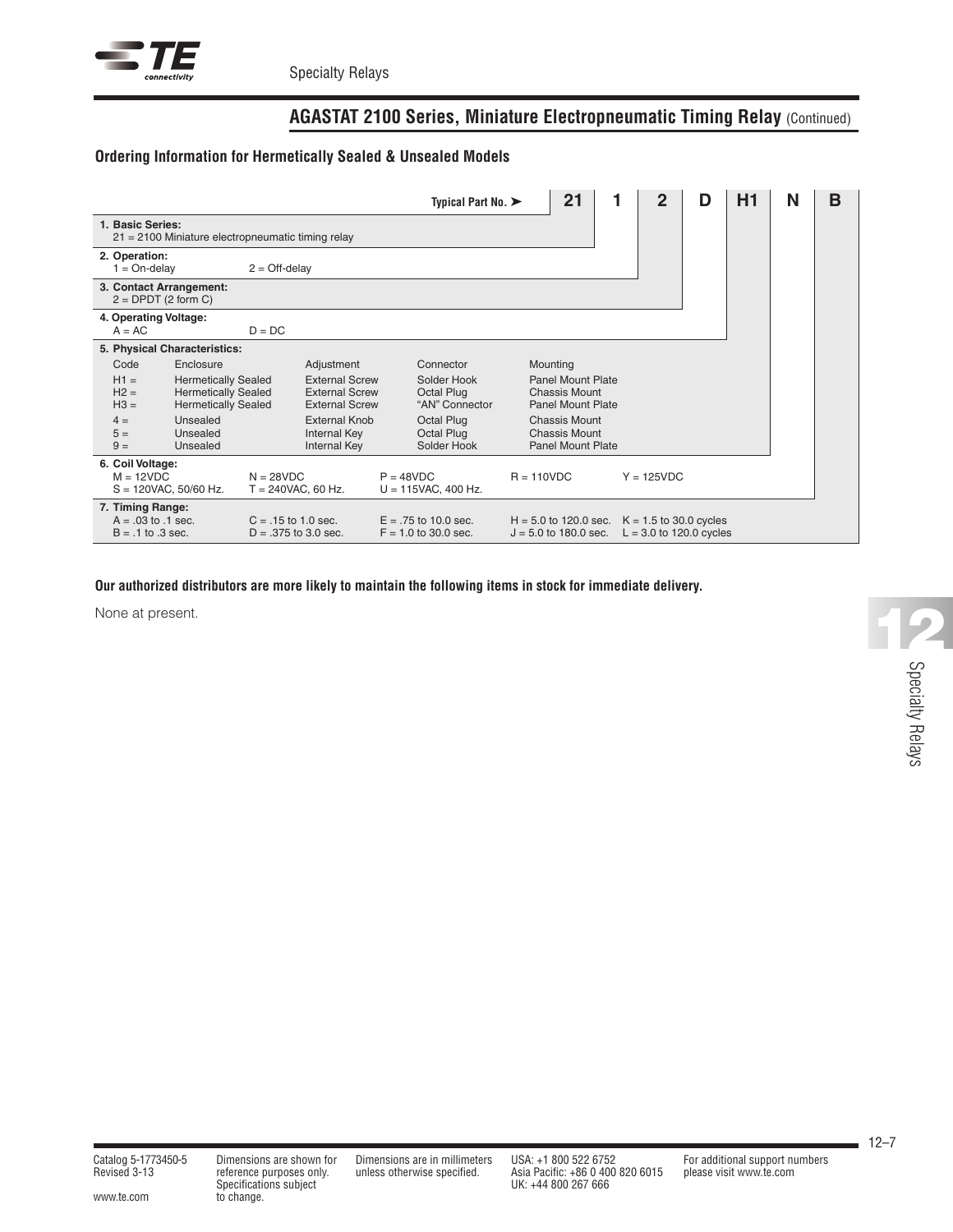## AGAGSTAT 2100 Series, Miniature Electropneumatic Timing Relay (Continued)

### Ordering Information for Hermetically Sealed & Unsealed Models

**Typical Part No. ➤** 21 | 1 | 2 | D | H1 | N | B

**1. Basic Series:**
21 = 2100 Miniature electropneumatic timing relay

**2. Operation:**
1 = On-delay   2 = Off-delay

**3. Contact Arrangement:**
2 = DPDT (2 form C)

**4. Operating Voltage:**
A = AC   D = DC

**5. Physical Characteristics:**

| Code | Enclosure | Adjustment | Connector | Mounting |
|---|---|---|---|---|
| H1 = | Hermetically Sealed | External Screw | Solder Hook | Panel Mount Plate |
| H2 = | Hermetically Sealed | External Screw | Octal Plug | Chassis Mount |
| H3 = | Hermetically Sealed | External Screw | "AN" Connector | Panel Mount Plate |
| 4 = | Unsealed | External Knob | Octal Plug | Chassis Mount |
| 5 = | Unsealed | Internal Key | Octal Plug | Chassis Mount |
| 9 = | Unsealed | Internal Key | Solder Hook | Panel Mount Plate |

**6. Coil Voltage:**
M = 12VDC   N = 28VDC   P = 48VDC   R = 110VDC   Y = 125VDC
S = 120VAC, 50/60 Hz.   T = 240VAC, 60 Hz.   U = 115VAC, 400 Hz.

**7. Timing Range:**
A = .03 to .1 sec.   C = .15 to 1.0 sec.   E = .75 to 10.0 sec.   H = 5.0 to 120.0 sec.   K = 1.5 to 30.0 cycles
B = .1 to .3 sec.   D = .375 to 3.0 sec.   F = 1.0 to 30.0 sec.   J = 5.0 to 180.0 sec.   L = 3.0 to 120.0 cycles

**Our authorized distributors are more likely to maintain the following items in stock for immediate delivery.**

None at present.